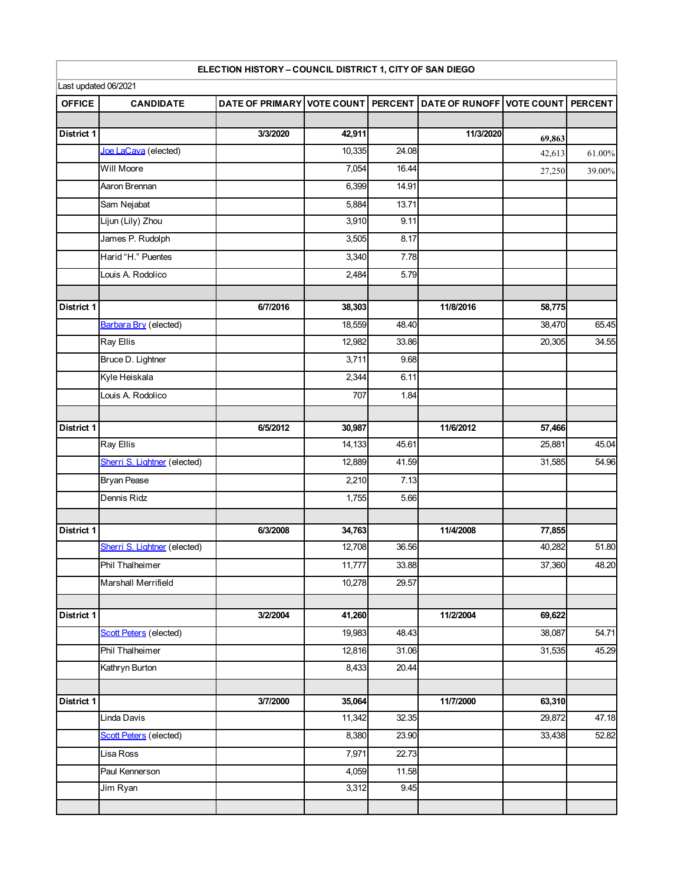| ELECTION HISTORY – COUNCIL DISTRICT 1, CITY OF SAN DIEGO | | | | | | | |
|---|---|---|---|---|---|---|---|
| Last updated 06/2021 | | | | | | | |
| **OFFICE** | **CANDIDATE** | **DATE OF PRIMARY** | **VOTE COUNT** | **PERCENT** | **DATE OF RUNOFF** | **VOTE COUNT** | **PERCENT** |
| | | | | | | | |
| **District 1** | | **3/3/2020** | **42,911** | | **11/3/2020** | **69,863** | |
| | Joe LaCava (elected) | | 10,335 | 24.08 | | 42,613 | 61.00% |
| | Will Moore | | 7,054 | 16.44 | | 27,250 | 39.00% |
| | Aaron Brennan | | 6,399 | 14.91 | | | |
| | Sam Nejabat | | 5,884 | 13.71 | | | |
| | Lijun (Lily) Zhou | | 3,910 | 9.11 | | | |
| | James P. Rudolph | | 3,505 | 8.17 | | | |
| | Harid "H." Puentes | | 3,340 | 7.78 | | | |
| | Louis A. Rodolico | | 2,484 | 5.79 | | | |
| | | | | | | | |
| **District 1** | | **6/7/2016** | **38,303** | | **11/8/2016** | **58,775** | |
| | Barbara Bry (elected) | | 18,559 | 48.40 | | 38,470 | 65.45 |
| | Ray Ellis | | 12,982 | 33.86 | | 20,305 | 34.55 |
| | Bruce D. Lightner | | 3,711 | 9.68 | | | |
| | Kyle Heiskala | | 2,344 | 6.11 | | | |
| | Louis A. Rodolico | | 707 | 1.84 | | | |
| | | | | | | | |
| **District 1** | | **6/5/2012** | **30,987** | | **11/6/2012** | **57,466** | |
| | Ray Ellis | | 14,133 | 45.61 | | 25,881 | 45.04 |
| | Sherri S. Lightner (elected) | | 12,889 | 41.59 | | 31,585 | 54.96 |
| | Bryan Pease | | 2,210 | 7.13 | | | |
| | Dennis Ridz | | 1,755 | 5.66 | | | |
| | | | | | | | |
| **District 1** | | **6/3/2008** | **34,763** | | **11/4/2008** | **77,855** | |
| | Sherri S. Lightner (elected) | | 12,708 | 36.56 | | 40,282 | 51.80 |
| | Phil Thalheimer | | 11,777 | 33.88 | | 37,360 | 48.20 |
| | Marshall Merrifield | | 10,278 | 29.57 | | | |
| | | | | | | | |
| **District 1** | | **3/2/2004** | **41,260** | | **11/2/2004** | **69,622** | |
| | Scott Peters (elected) | | 19,983 | 48.43 | | 38,087 | 54.71 |
| | Phil Thalheimer | | 12,816 | 31.06 | | 31,535 | 45.29 |
| | Kathryn Burton | | 8,433 | 20.44 | | | |
| | | | | | | | |
| **District 1** | | **3/7/2000** | **35,064** | | **11/7/2000** | **63,310** | |
| | Linda Davis | | 11,342 | 32.35 | | 29,872 | 47.18 |
| | Scott Peters (elected) | | 8,380 | 23.90 | | 33,438 | 52.82 |
| | Lisa Ross | | 7,971 | 22.73 | | | |
| | Paul Kennerson | | 4,059 | 11.58 | | | |
| | Jim Ryan | | 3,312 | 9.45 | | | |
| | | | | | | | |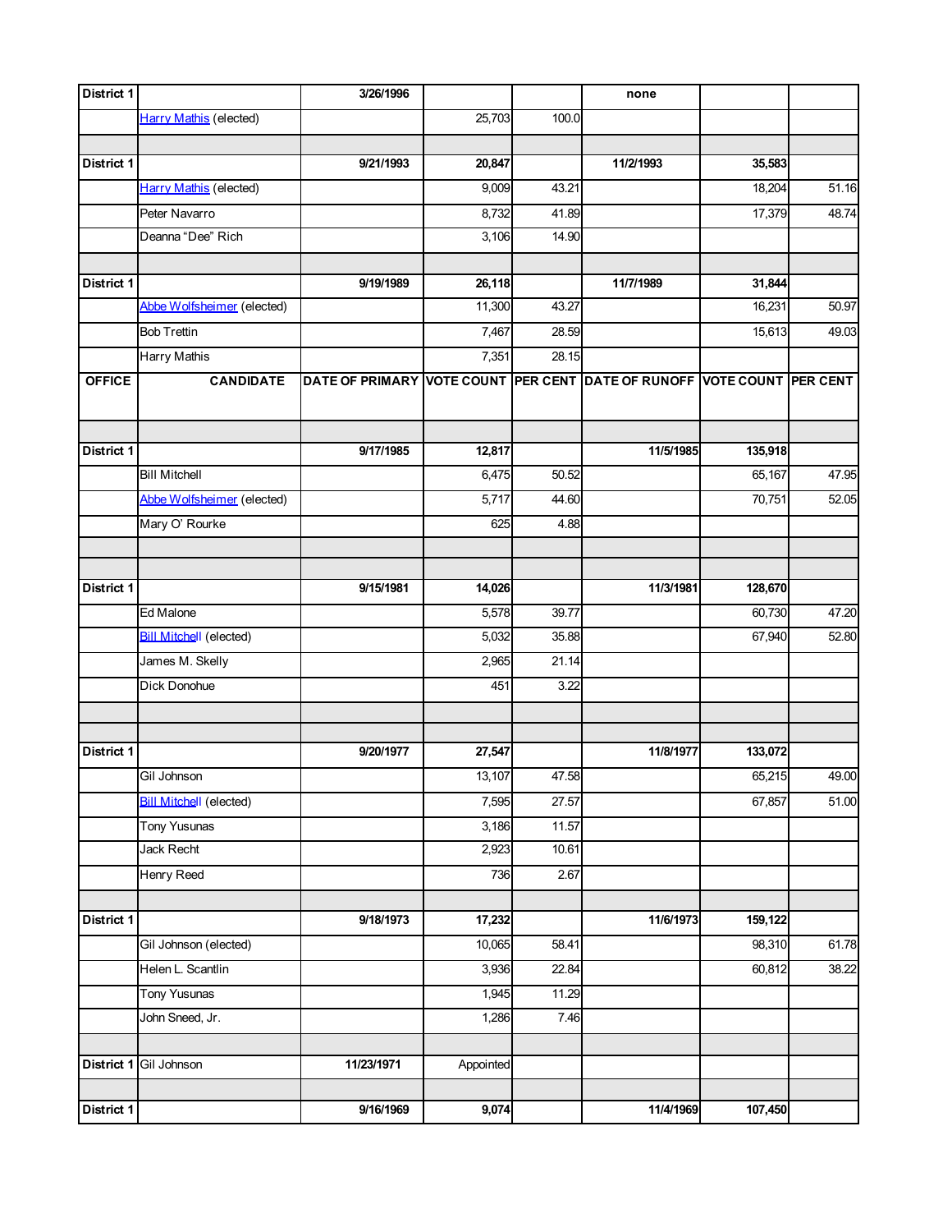| District 1 | | 3/26/1996 | | | none | | |
|---|---|---|---|---|---|---|---|
| | Harry Mathis (elected) | | 25,703 | 100.0 | | | |
| | | | | | | | |
| District 1 | | 9/21/1993 | 20,847 | | 11/2/1993 | 35,583 | |
| | Harry Mathis (elected) | | 9,009 | 43.21 | | 18,204 | 51.16 |
| | Peter Navarro | | 8,732 | 41.89 | | 17,379 | 48.74 |
| | Deanna "Dee" Rich | | 3,106 | 14.90 | | | |
| | | | | | | | |
| District 1 | | 9/19/1989 | 26,118 | | 11/7/1989 | 31,844 | |
| | Abbe Wolfsheimer (elected) | | 11,300 | 43.27 | | 16,231 | 50.97 |
| | Bob Trettin | | 7,467 | 28.59 | | 15,613 | 49.03 |
| | Harry Mathis | | 7,351 | 28.15 | | | |
| **OFFICE** | **CANDIDATE** | **DATE OF PRIMARY** | **VOTE COUNT** | **PER CENT** | **DATE OF RUNOFF** | **VOTE COUNT** | **PER CENT** |
| | | | | | | | |
| District 1 | | 9/17/1985 | 12,817 | | 11/5/1985 | 135,918 | |
| | Bill Mitchell | | 6,475 | 50.52 | | 65,167 | 47.95 |
| | Abbe Wolfsheimer (elected) | | 5,717 | 44.60 | | 70,751 | 52.05 |
| | Mary O' Rourke | | 625 | 4.88 | | | |
| | | | | | | | |
| | | | | | | | |
| District 1 | | 9/15/1981 | 14,026 | | 11/3/1981 | 128,670 | |
| | Ed Malone | | 5,578 | 39.77 | | 60,730 | 47.20 |
| | Bill Mitchell (elected) | | 5,032 | 35.88 | | 67,940 | 52.80 |
| | James M. Skelly | | 2,965 | 21.14 | | | |
| | Dick Donohue | | 451 | 3.22 | | | |
| | | | | | | | |
| | | | | | | | |
| District 1 | | 9/20/1977 | 27,547 | | 11/8/1977 | 133,072 | |
| | Gil Johnson | | 13,107 | 47.58 | | 65,215 | 49.00 |
| | Bill Mitchell (elected) | | 7,595 | 27.57 | | 67,857 | 51.00 |
| | Tony Yusunas | | 3,186 | 11.57 | | | |
| | Jack Recht | | 2,923 | 10.61 | | | |
| | Henry Reed | | 736 | 2.67 | | | |
| | | | | | | | |
| District 1 | | 9/18/1973 | 17,232 | | 11/6/1973 | 159,122 | |
| | Gil Johnson (elected) | | 10,065 | 58.41 | | 98,310 | 61.78 |
| | Helen L. Scantlin | | 3,936 | 22.84 | | 60,812 | 38.22 |
| | Tony Yusunas | | 1,945 | 11.29 | | | |
| | John Sneed, Jr. | | 1,286 | 7.46 | | | |
| | | | | | | | |
| District 1 | Gil Johnson | 11/23/1971 | Appointed | | | | |
| | | | | | | | |
| District 1 | | 9/16/1969 | 9,074 | | 11/4/1969 | 107,450 | |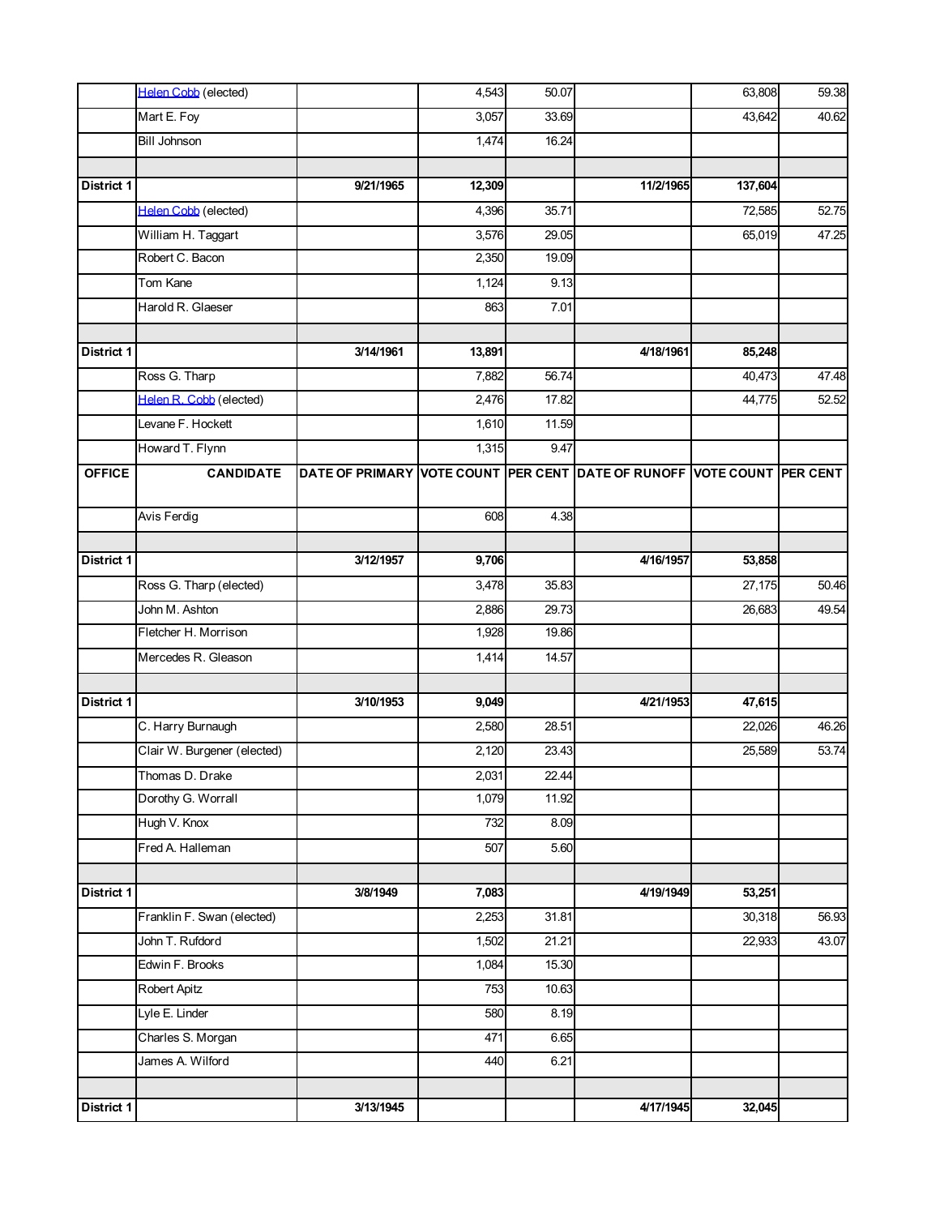| OFFICE | CANDIDATE | DATE OF PRIMARY | VOTE COUNT | PER CENT | DATE OF RUNOFF | VOTE COUNT | PER CENT |
|---|---|---|---|---|---|---|---|
| | Helen Cobb (elected) | | 4,543 | 50.07 | | 63,808 | 59.38 |
| | Mart E. Foy | | 3,057 | 33.69 | | 43,642 | 40.62 |
| | Bill Johnson | | 1,474 | 16.24 | | | |
| | | | | | | | |
| **District 1** | | **9/21/1965** | **12,309** | | **11/2/1965** | **137,604** | |
| | Helen Cobb (elected) | | 4,396 | 35.71 | | 72,585 | 52.75 |
| | William H. Taggart | | 3,576 | 29.05 | | 65,019 | 47.25 |
| | Robert C. Bacon | | 2,350 | 19.09 | | | |
| | Tom Kane | | 1,124 | 9.13 | | | |
| | Harold R. Glaeser | | 863 | 7.01 | | | |
| | | | | | | | |
| **District 1** | | **3/14/1961** | **13,891** | | **4/18/1961** | **85,248** | |
| | Ross G. Tharp | | 7,882 | 56.74 | | 40,473 | 47.48 |
| | Helen R. Cobb (elected) | | 2,476 | 17.82 | | 44,775 | 52.52 |
| | Levane F. Hockett | | 1,610 | 11.59 | | | |
| | Howard T. Flynn | | 1,315 | 9.47 | | | |
| | Avis Ferdig | | 608 | 4.38 | | | |
| | | | | | | | |
| **District 1** | | **3/12/1957** | **9,706** | | **4/16/1957** | **53,858** | |
| | Ross G. Tharp (elected) | | 3,478 | 35.83 | | 27,175 | 50.46 |
| | John M. Ashton | | 2,886 | 29.73 | | 26,683 | 49.54 |
| | Fletcher H. Morrison | | 1,928 | 19.86 | | | |
| | Mercedes R. Gleason | | 1,414 | 14.57 | | | |
| | | | | | | | |
| **District 1** | | **3/10/1953** | **9,049** | | **4/21/1953** | **47,615** | |
| | C. Harry Burnaugh | | 2,580 | 28.51 | | 22,026 | 46.26 |
| | Clair W. Burgener (elected) | | 2,120 | 23.43 | | 25,589 | 53.74 |
| | Thomas D. Drake | | 2,031 | 22.44 | | | |
| | Dorothy G. Worrall | | 1,079 | 11.92 | | | |
| | Hugh V. Knox | | 732 | 8.09 | | | |
| | Fred A. Halleman | | 507 | 5.60 | | | |
| | | | | | | | |
| **District 1** | | **3/8/1949** | **7,083** | | **4/19/1949** | **53,251** | |
| | Franklin F. Swan (elected) | | 2,253 | 31.81 | | 30,318 | 56.93 |
| | John T. Rufdord | | 1,502 | 21.21 | | 22,933 | 43.07 |
| | Edwin F. Brooks | | 1,084 | 15.30 | | | |
| | Robert Apitz | | 753 | 10.63 | | | |
| | Lyle E. Linder | | 580 | 8.19 | | | |
| | Charles S. Morgan | | 471 | 6.65 | | | |
| | James A. Wilford | | 440 | 6.21 | | | |
| | | | | | | | |
| **District 1** | | **3/13/1945** | | | **4/17/1945** | **32,045** | |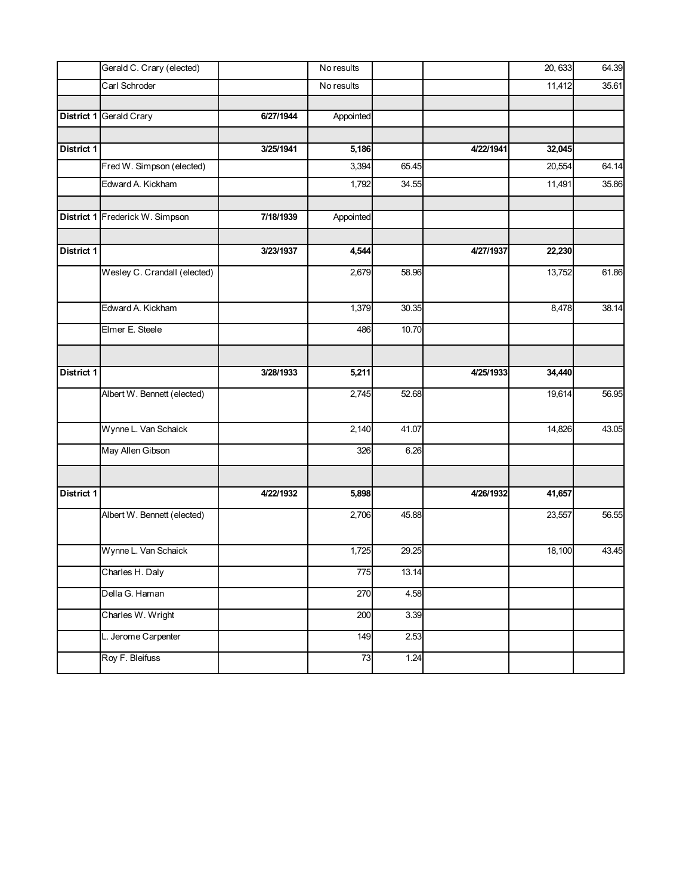| | | | | | | | |
|---|---|---|---|---|---|---|---|
| | Gerald C. Crary (elected) | | No results | | | 20, 633 | 64.39 |
| | Carl Schroder | | No results | | | 11,412 | 35.61 |
| | | | | | | | |
| **District 1** | Gerald Crary | **6/27/1944** | Appointed | | | | |
| | | | | | | | |
| **District 1** | | **3/25/1941** | **5,186** | | **4/22/1941** | **32,045** | |
| | Fred W. Simpson (elected) | | 3,394 | 65.45 | | 20,554 | 64.14 |
| | Edward A. Kickham | | 1,792 | 34.55 | | 11,491 | 35.86 |
| | | | | | | | |
| **District 1** | Frederick W. Simpson | **7/18/1939** | Appointed | | | | |
| | | | | | | | |
| **District 1** | | **3/23/1937** | **4,544** | | **4/27/1937** | **22,230** | |
| | Wesley C. Crandall (elected) | | 2,679 | 58.96 | | 13,752 | 61.86 |
| | Edward A. Kickham | | 1,379 | 30.35 | | 8,478 | 38.14 |
| | Elmer E. Steele | | 486 | 10.70 | | | |
| | | | | | | | |
| **District 1** | | **3/28/1933** | **5,211** | | **4/25/1933** | **34,440** | |
| | Albert W. Bennett (elected) | | 2,745 | 52.68 | | 19,614 | 56.95 |
| | Wynne L. Van Schaick | | 2,140 | 41.07 | | 14,826 | 43.05 |
| | May Allen Gibson | | 326 | 6.26 | | | |
| | | | | | | | |
| **District 1** | | **4/22/1932** | **5,898** | | **4/26/1932** | **41,657** | |
| | Albert W. Bennett (elected) | | 2,706 | 45.88 | | 23,557 | 56.55 |
| | Wynne L. Van Schaick | | 1,725 | 29.25 | | 18,100 | 43.45 |
| | Charles H. Daly | | 775 | 13.14 | | | |
| | Della G. Haman | | 270 | 4.58 | | | |
| | Charles W. Wright | | 200 | 3.39 | | | |
| | L. Jerome Carpenter | | 149 | 2.53 | | | |
| | Roy F. Bleifuss | | 73 | 1.24 | | | |